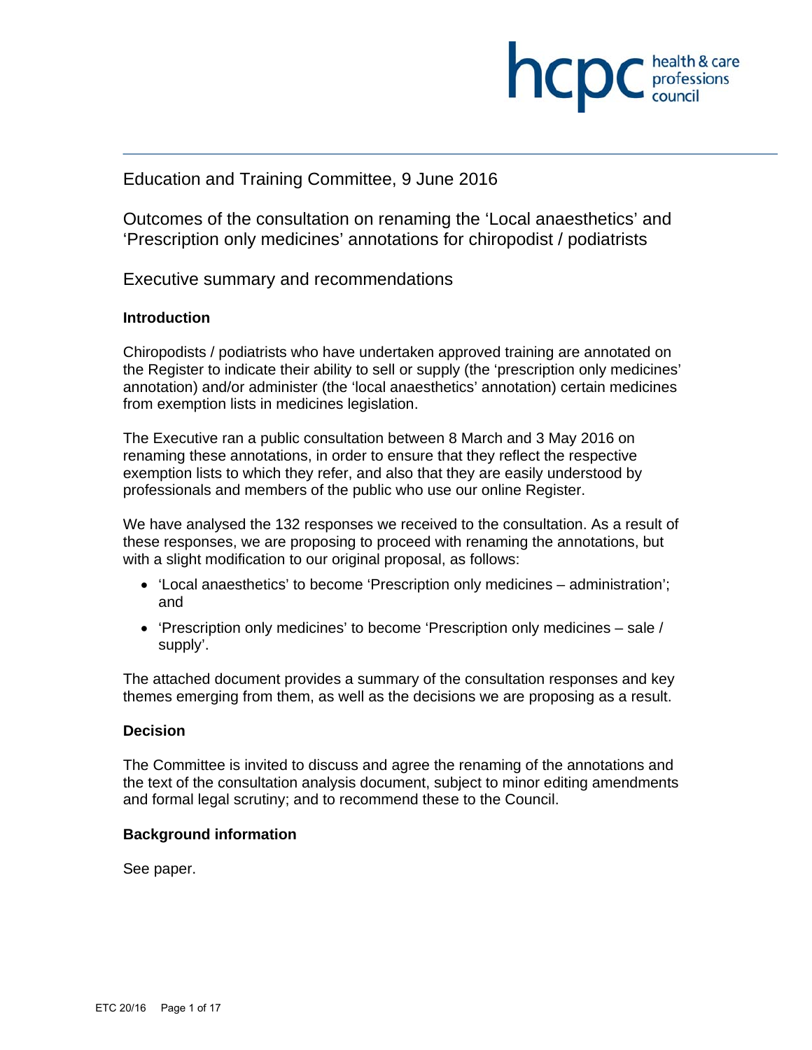Education and Training Committee, 9 June 2016

# Outcomes of the consultation on renaming the 'Local anaesthetics' and 'Prescription only medicines' annotations for chiropodist / podiatrists

## Executive summary and recommendations

### Introduction

Chiropodists / podiatrists who have undertaken approved training are annotated on the Register to indicate their ability to sell or supply (the 'prescription only medicines' annotation) and/or administer (the 'local anaesthetics' annotation) certain medicines from exemption lists in medicines legislation.

The Executive ran a public consultation between 8 March and 3 May 2016 on renaming these annotations, in order to ensure that they reflect the respective exemption lists to which they refer, and also that they are easily understood by professionals and members of the public who use our online Register.

We have analysed the 132 responses we received to the consultation. As a result of these responses, we are proposing to proceed with renaming the annotations, but with a slight modification to our original proposal, as follows:

- 'Local anaesthetics' to become 'Prescription only medicines – administration'; and
- 'Prescription only medicines' to become 'Prescription only medicines – sale / supply'.

The attached document provides a summary of the consultation responses and key themes emerging from them, as well as the decisions we are proposing as a result.

### Decision

The Committee is invited to discuss and agree the renaming of the annotations and the text of the consultation analysis document, subject to minor editing amendments and formal legal scrutiny; and to recommend these to the Council.

### Background information

See paper.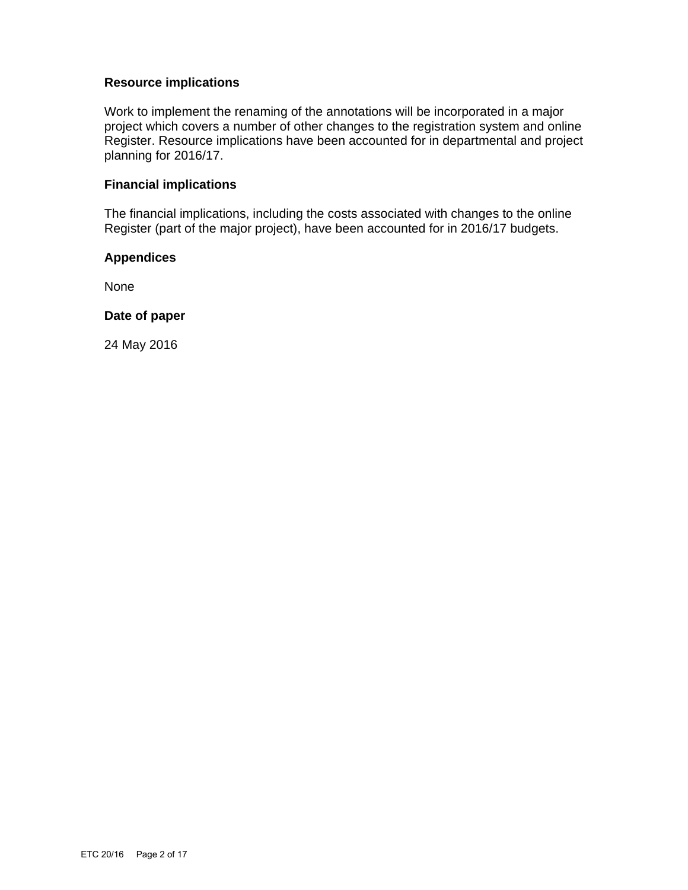**Resource implications**

Work to implement the renaming of the annotations will be incorporated in a major project which covers a number of other changes to the registration system and online Register. Resource implications have been accounted for in departmental and project planning for 2016/17.

**Financial implications**

The financial implications, including the costs associated with changes to the online Register (part of the major project), have been accounted for in 2016/17 budgets.

**Appendices**

None

**Date of paper**

24 May 2016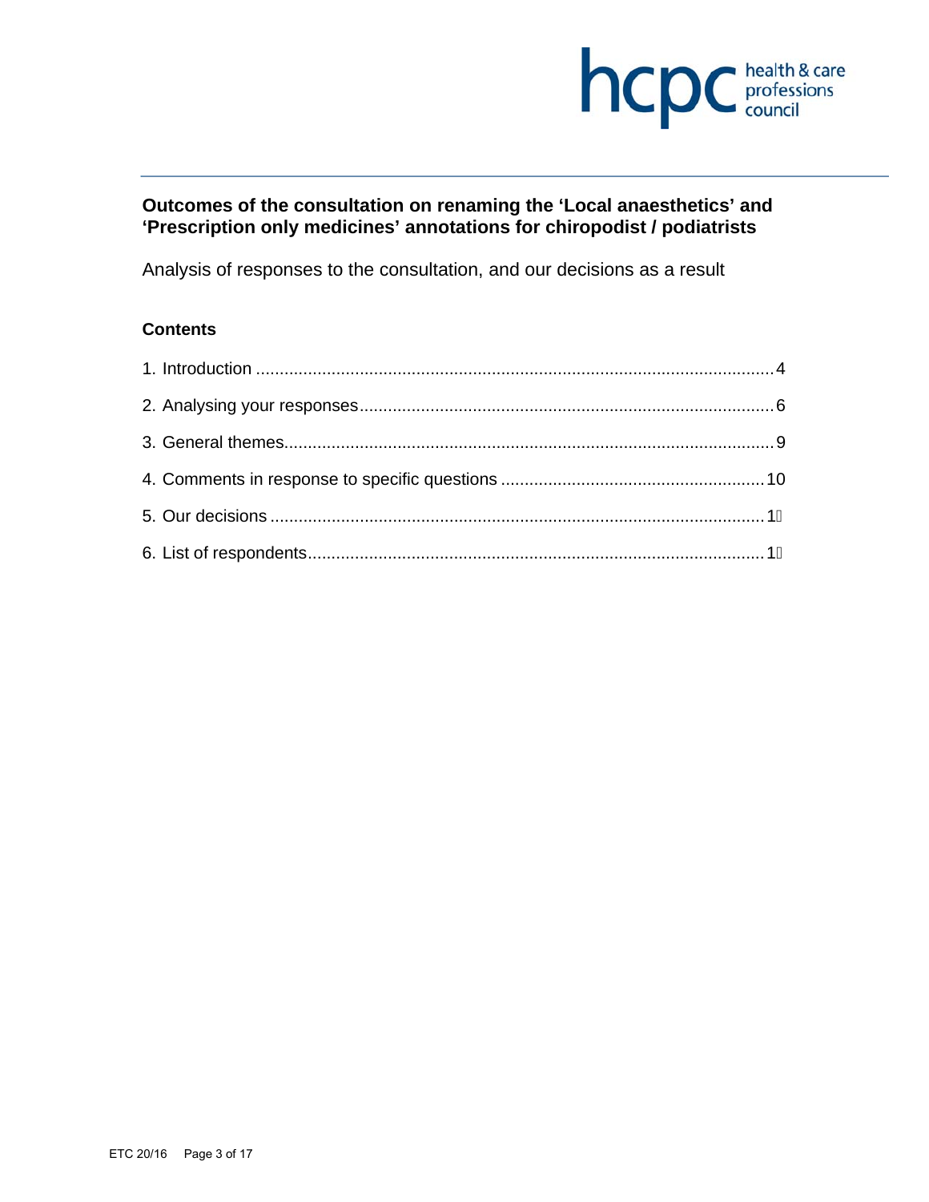# Outcomes of the consultation on renaming the 'Local anaesthetics' and 'Prescription only medicines' annotations for chiropodist / podiatrists

Analysis of responses to the consultation, and our decisions as a result

## Contents

1. Introduction .......... 4
2. Analysing your responses .......... 6
3. General themes .......... 9
4. Comments in response to specific questions .......... 10
5. Our decisions .......... 1
6. List of respondents .......... 1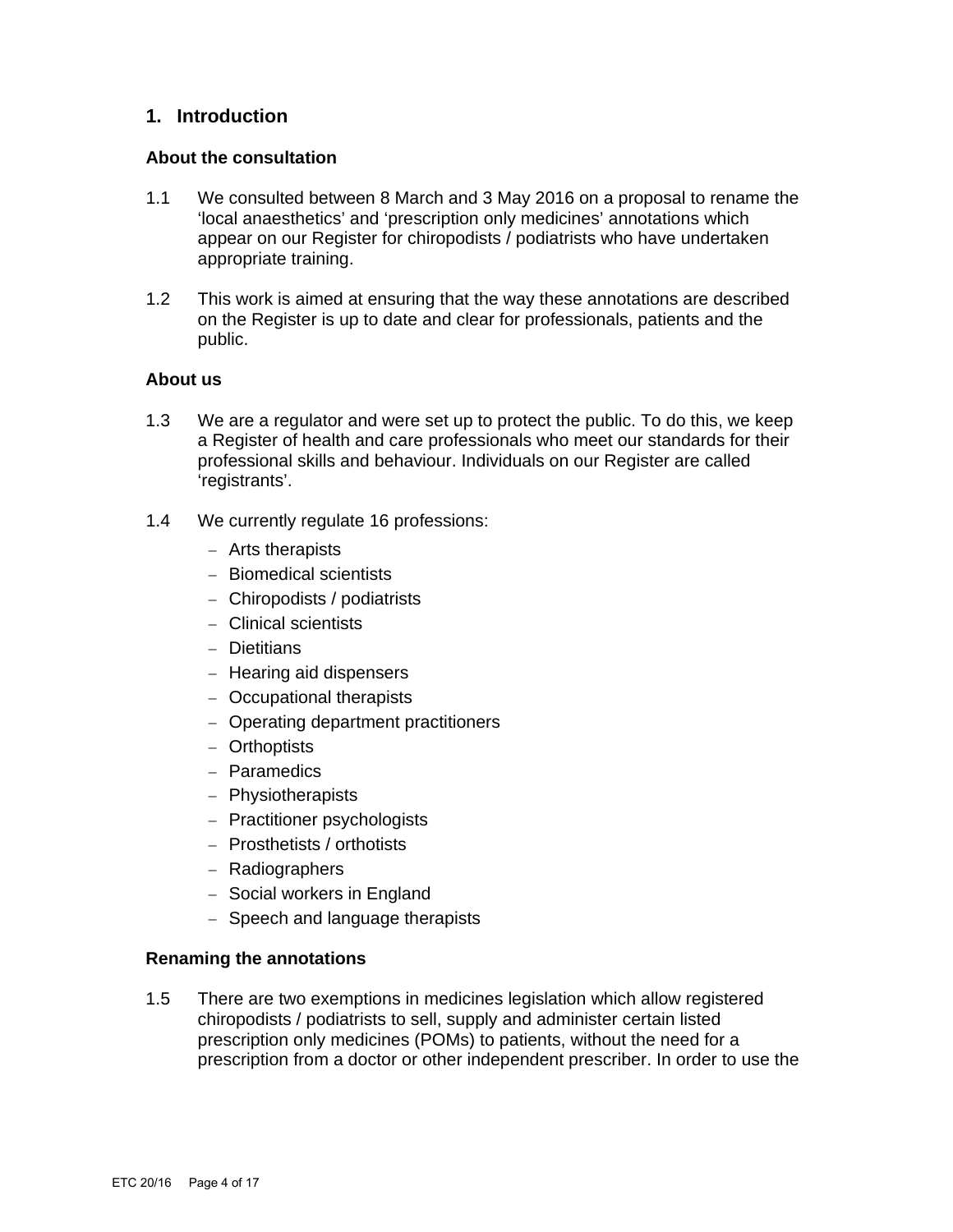## 1. Introduction

### About the consultation

1.1 We consulted between 8 March and 3 May 2016 on a proposal to rename the 'local anaesthetics' and 'prescription only medicines' annotations which appear on our Register for chiropodists / podiatrists who have undertaken appropriate training.

1.2 This work is aimed at ensuring that the way these annotations are described on the Register is up to date and clear for professionals, patients and the public.

### About us

1.3 We are a regulator and were set up to protect the public. To do this, we keep a Register of health and care professionals who meet our standards for their professional skills and behaviour. Individuals on our Register are called 'registrants'.

1.4 We currently regulate 16 professions:

- Arts therapists
- Biomedical scientists
- Chiropodists / podiatrists
- Clinical scientists
- Dietitians
- Hearing aid dispensers
- Occupational therapists
- Operating department practitioners
- Orthoptists
- Paramedics
- Physiotherapists
- Practitioner psychologists
- Prosthetists / orthotists
- Radiographers
- Social workers in England
- Speech and language therapists

### Renaming the annotations

1.5 There are two exemptions in medicines legislation which allow registered chiropodists / podiatrists to sell, supply and administer certain listed prescription only medicines (POMs) to patients, without the need for a prescription from a doctor or other independent prescriber. In order to use the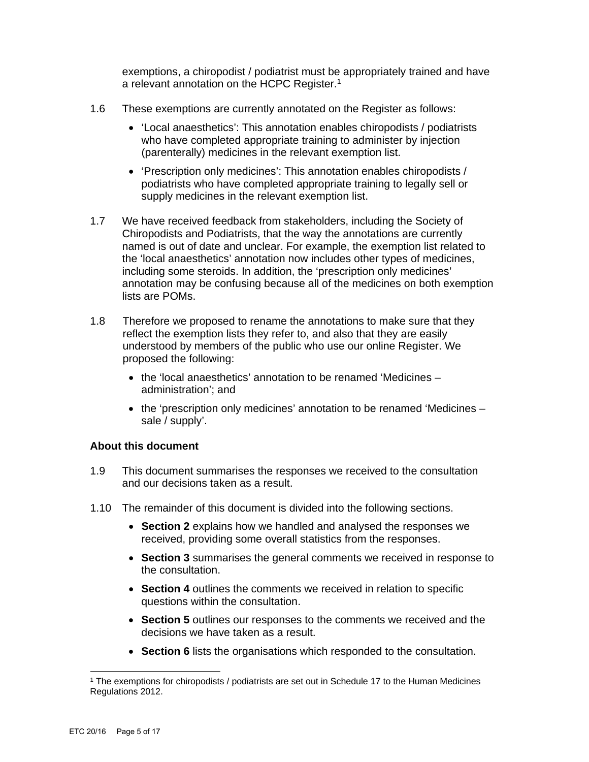exemptions, a chiropodist / podiatrist must be appropriately trained and have a relevant annotation on the HCPC Register.[1]

1.6 These exemptions are currently annotated on the Register as follows:

- 'Local anaesthetics': This annotation enables chiropodists / podiatrists who have completed appropriate training to administer by injection (parenterally) medicines in the relevant exemption list.
- 'Prescription only medicines': This annotation enables chiropodists / podiatrists who have completed appropriate training to legally sell or supply medicines in the relevant exemption list.

1.7 We have received feedback from stakeholders, including the Society of Chiropodists and Podiatrists, that the way the annotations are currently named is out of date and unclear. For example, the exemption list related to the 'local anaesthetics' annotation now includes other types of medicines, including some steroids. In addition, the 'prescription only medicines' annotation may be confusing because all of the medicines on both exemption lists are POMs.

1.8 Therefore we proposed to rename the annotations to make sure that they reflect the exemption lists they refer to, and also that they are easily understood by members of the public who use our online Register. We proposed the following:

- the 'local anaesthetics' annotation to be renamed 'Medicines – administration'; and
- the 'prescription only medicines' annotation to be renamed 'Medicines – sale / supply'.

**About this document**

1.9 This document summarises the responses we received to the consultation and our decisions taken as a result.

1.10 The remainder of this document is divided into the following sections.

- **Section 2** explains how we handled and analysed the responses we received, providing some overall statistics from the responses.
- **Section 3** summarises the general comments we received in response to the consultation.
- **Section 4** outlines the comments we received in relation to specific questions within the consultation.
- **Section 5** outlines our responses to the comments we received and the decisions we have taken as a result.
- **Section 6** lists the organisations which responded to the consultation.

[1] The exemptions for chiropodists / podiatrists are set out in Schedule 17 to the Human Medicines Regulations 2012.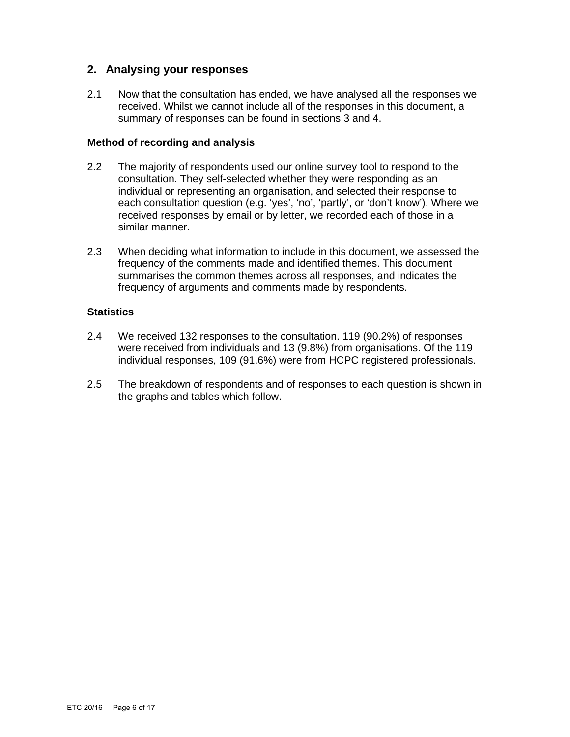## 2. Analysing your responses

2.1 Now that the consultation has ended, we have analysed all the responses we received. Whilst we cannot include all of the responses in this document, a summary of responses can be found in sections 3 and 4.

### Method of recording and analysis

2.2 The majority of respondents used our online survey tool to respond to the consultation. They self-selected whether they were responding as an individual or representing an organisation, and selected their response to each consultation question (e.g. 'yes', 'no', 'partly', or 'don't know'). Where we received responses by email or by letter, we recorded each of those in a similar manner.

2.3 When deciding what information to include in this document, we assessed the frequency of the comments made and identified themes. This document summarises the common themes across all responses, and indicates the frequency of arguments and comments made by respondents.

### Statistics

2.4 We received 132 responses to the consultation. 119 (90.2%) of responses were received from individuals and 13 (9.8%) from organisations. Of the 119 individual responses, 109 (91.6%) were from HCPC registered professionals.

2.5 The breakdown of respondents and of responses to each question is shown in the graphs and tables which follow.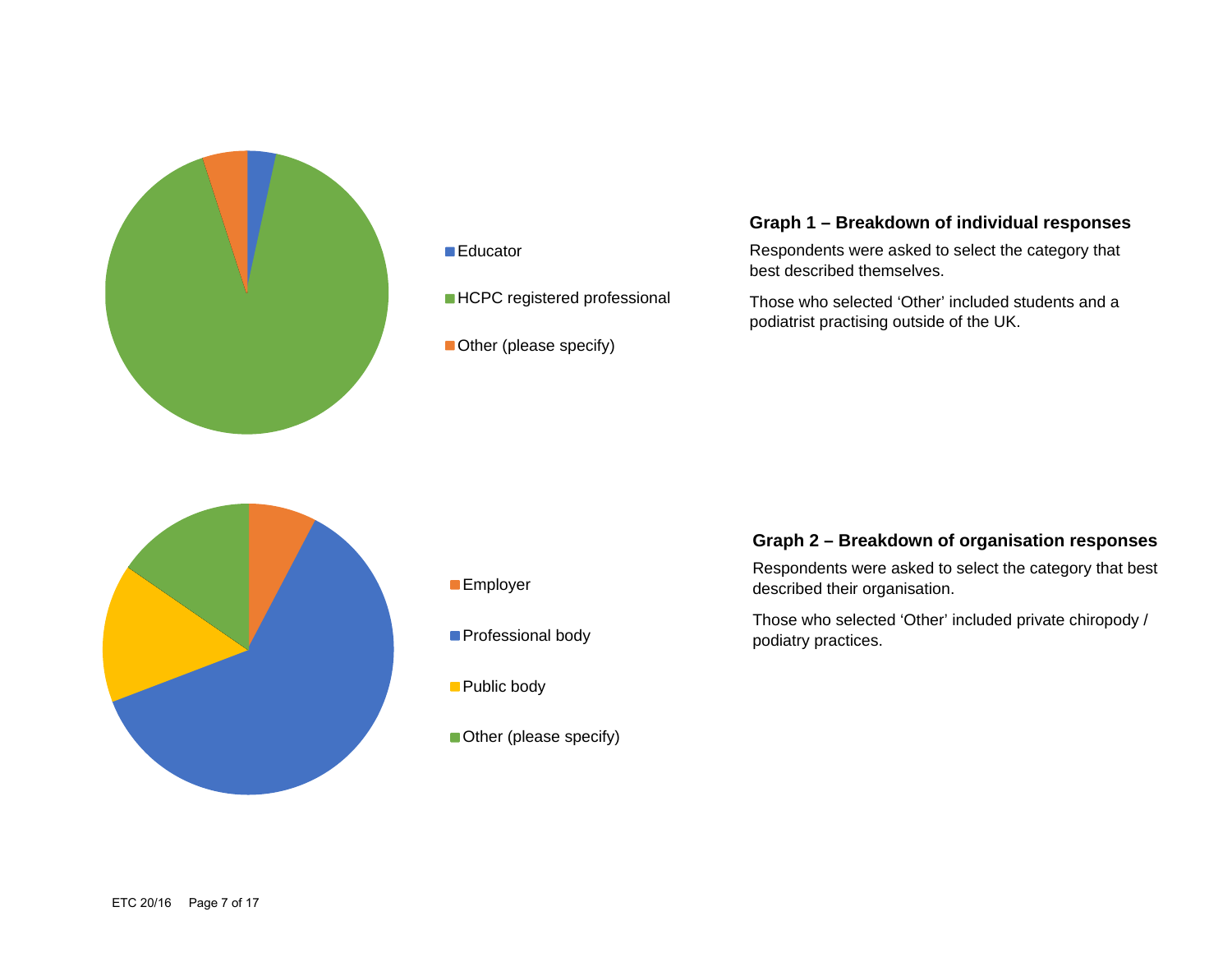Educator

HCPC registered professional

Other (please specify)

**Graph 1 – Breakdown of individual responses**

Respondents were asked to select the category that best described themselves.

Those who selected 'Other' included students and a podiatrist practising outside of the UK.

Employer

Professional body

Public body

Other (please specify)

**Graph 2 – Breakdown of organisation responses**

Respondents were asked to select the category that best described their organisation.

Those who selected 'Other' included private chiropody / podiatry practices.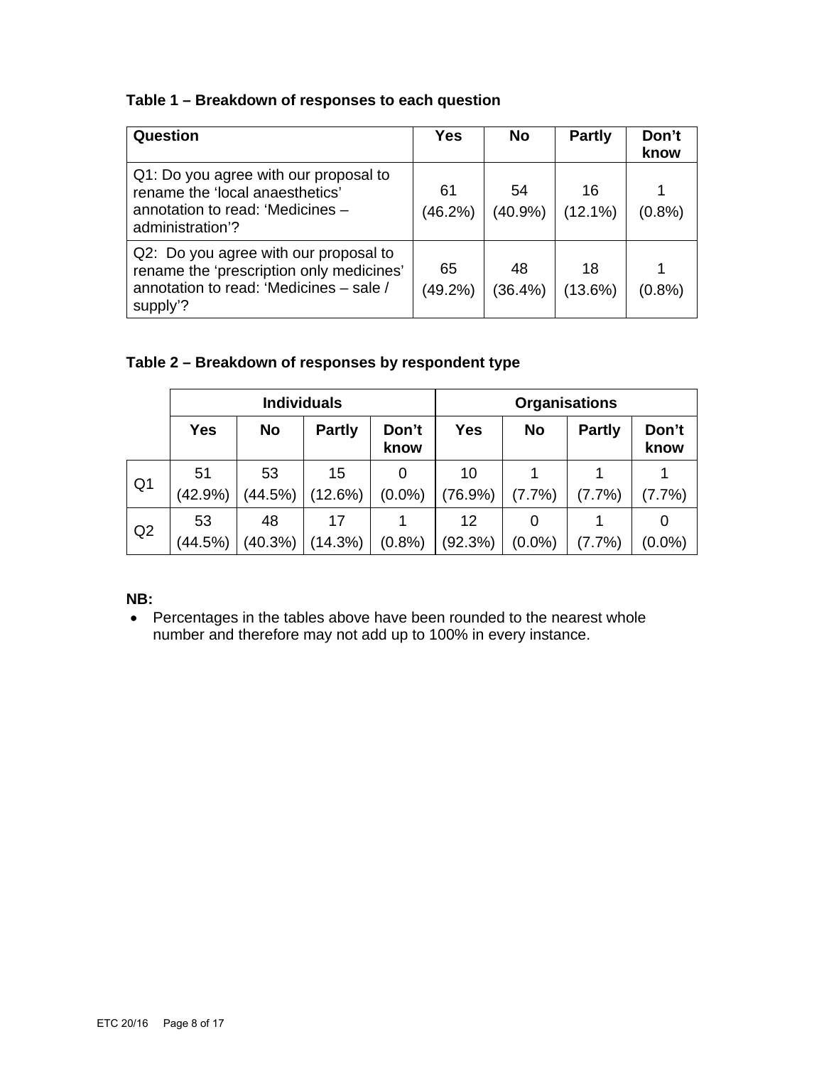**Table 1 – Breakdown of responses to each question**

| Question | Yes | No | Partly | Don't know |
|---|---|---|---|---|
| Q1: Do you agree with our proposal to rename the 'local anaesthetics' annotation to read: 'Medicines – administration'? | 61 (46.2%) | 54 (40.9%) | 16 (12.1%) | 1 (0.8%) |
| Q2: Do you agree with our proposal to rename the 'prescription only medicines' annotation to read: 'Medicines – sale / supply'? | 65 (49.2%) | 48 (36.4%) | 18 (13.6%) | 1 (0.8%) |

**Table 2 – Breakdown of responses by respondent type**

| | Individuals | | | | Organisations | | | |
|---|---|---|---|---|---|---|---|---|
| | Yes | No | Partly | Don't know | Yes | No | Partly | Don't know |
| Q1 | 51 (42.9%) | 53 (44.5%) | 15 (12.6%) | 0 (0.0%) | 10 (76.9%) | 1 (7.7%) | 1 (7.7%) | 1 (7.7%) |
| Q2 | 53 (44.5%) | 48 (40.3%) | 17 (14.3%) | 1 (0.8%) | 12 (92.3%) | 0 (0.0%) | 1 (7.7%) | 0 (0.0%) |

**NB:**

- Percentages in the tables above have been rounded to the nearest whole number and therefore may not add up to 100% in every instance.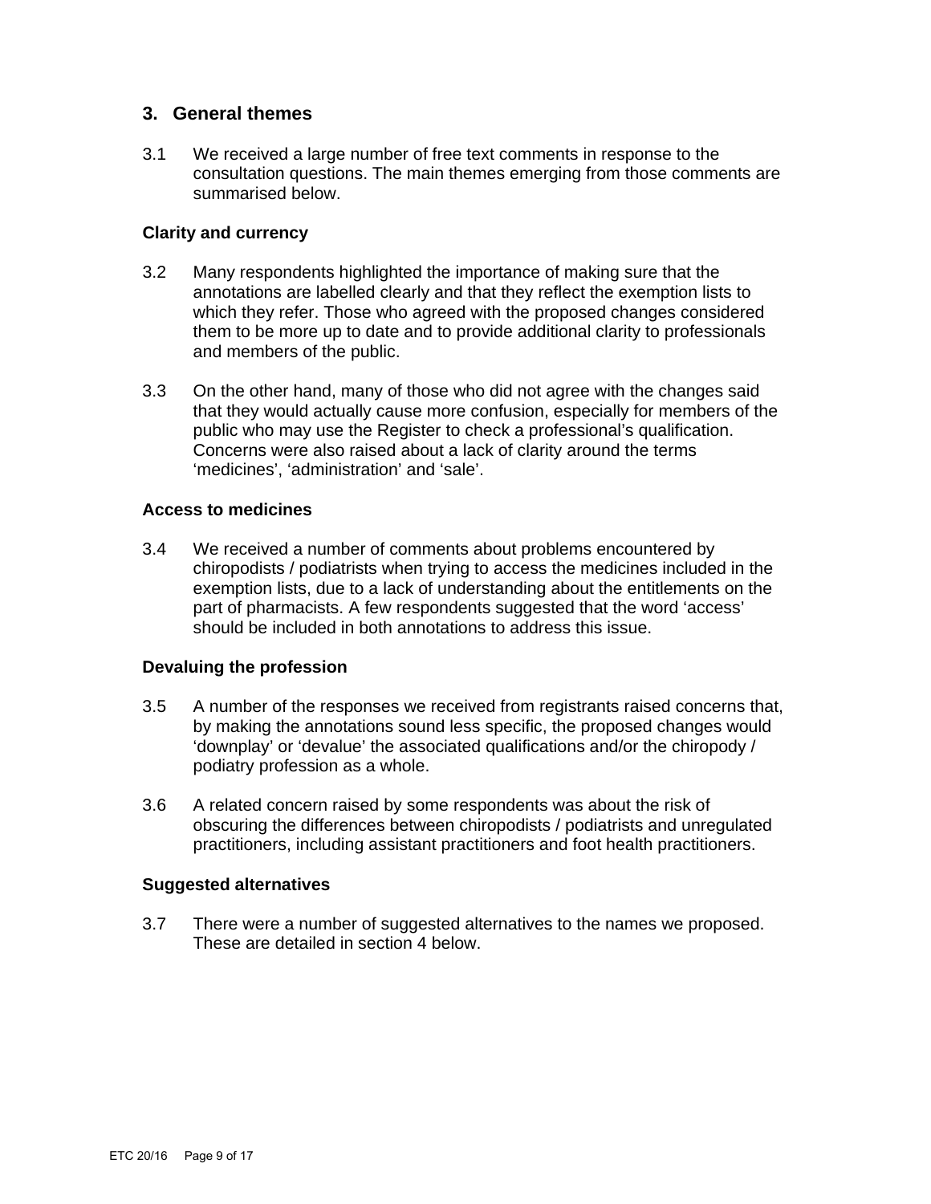## 3. General themes

3.1 We received a large number of free text comments in response to the consultation questions. The main themes emerging from those comments are summarised below.

**Clarity and currency**

3.2 Many respondents highlighted the importance of making sure that the annotations are labelled clearly and that they reflect the exemption lists to which they refer. Those who agreed with the proposed changes considered them to be more up to date and to provide additional clarity to professionals and members of the public.

3.3 On the other hand, many of those who did not agree with the changes said that they would actually cause more confusion, especially for members of the public who may use the Register to check a professional's qualification. Concerns were also raised about a lack of clarity around the terms 'medicines', 'administration' and 'sale'.

**Access to medicines**

3.4 We received a number of comments about problems encountered by chiropodists / podiatrists when trying to access the medicines included in the exemption lists, due to a lack of understanding about the entitlements on the part of pharmacists. A few respondents suggested that the word 'access' should be included in both annotations to address this issue.

**Devaluing the profession**

3.5 A number of the responses we received from registrants raised concerns that, by making the annotations sound less specific, the proposed changes would 'downplay' or 'devalue' the associated qualifications and/or the chiropody / podiatry profession as a whole.

3.6 A related concern raised by some respondents was about the risk of obscuring the differences between chiropodists / podiatrists and unregulated practitioners, including assistant practitioners and foot health practitioners.

**Suggested alternatives**

3.7 There were a number of suggested alternatives to the names we proposed. These are detailed in section 4 below.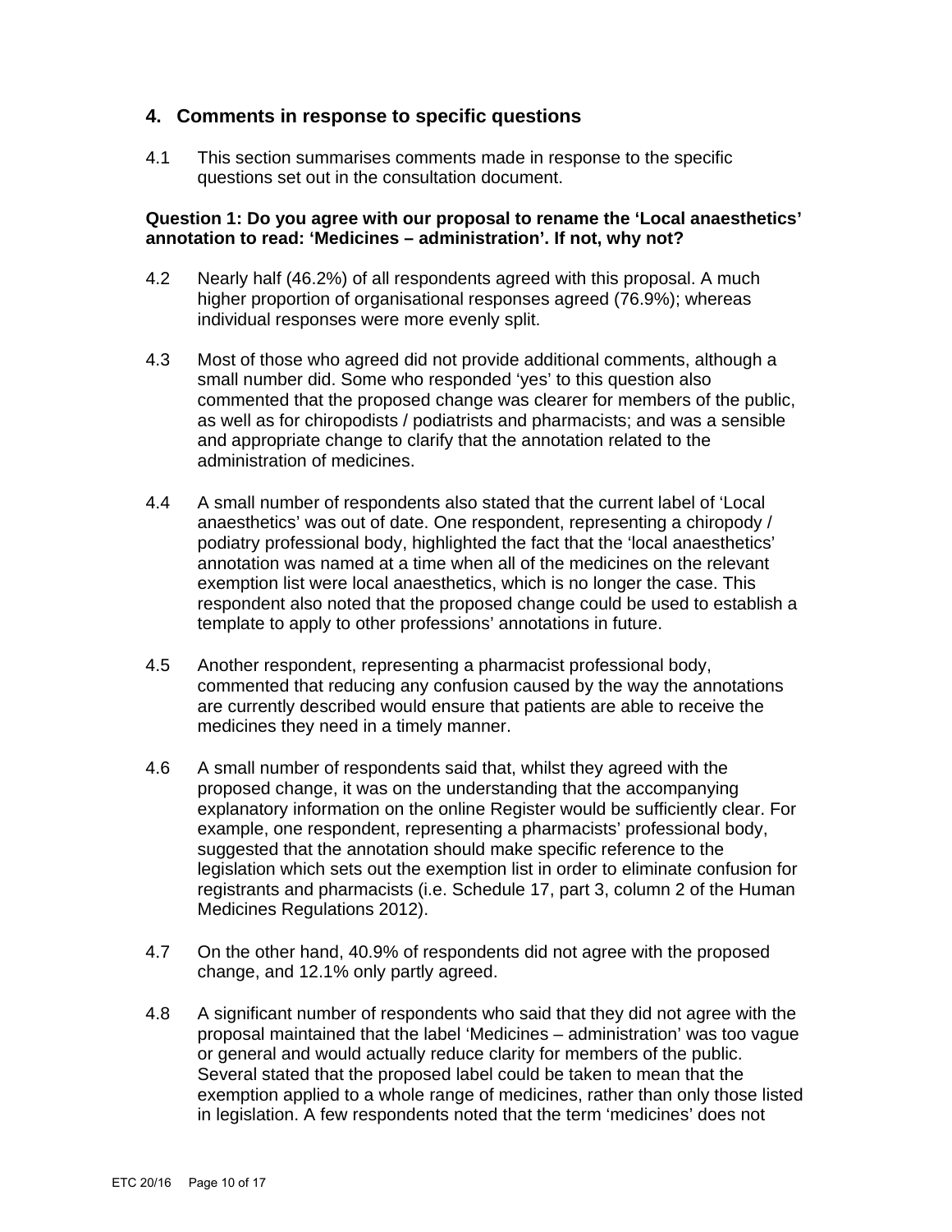## 4. Comments in response to specific questions

4.1 This section summarises comments made in response to the specific questions set out in the consultation document.

**Question 1: Do you agree with our proposal to rename the 'Local anaesthetics' annotation to read: 'Medicines – administration'. If not, why not?**

4.2 Nearly half (46.2%) of all respondents agreed with this proposal. A much higher proportion of organisational responses agreed (76.9%); whereas individual responses were more evenly split.

4.3 Most of those who agreed did not provide additional comments, although a small number did. Some who responded 'yes' to this question also commented that the proposed change was clearer for members of the public, as well as for chiropodists / podiatrists and pharmacists; and was a sensible and appropriate change to clarify that the annotation related to the administration of medicines.

4.4 A small number of respondents also stated that the current label of 'Local anaesthetics' was out of date. One respondent, representing a chiropody / podiatry professional body, highlighted the fact that the 'local anaesthetics' annotation was named at a time when all of the medicines on the relevant exemption list were local anaesthetics, which is no longer the case. This respondent also noted that the proposed change could be used to establish a template to apply to other professions' annotations in future.

4.5 Another respondent, representing a pharmacist professional body, commented that reducing any confusion caused by the way the annotations are currently described would ensure that patients are able to receive the medicines they need in a timely manner.

4.6 A small number of respondents said that, whilst they agreed with the proposed change, it was on the understanding that the accompanying explanatory information on the online Register would be sufficiently clear. For example, one respondent, representing a pharmacists' professional body, suggested that the annotation should make specific reference to the legislation which sets out the exemption list in order to eliminate confusion for registrants and pharmacists (i.e. Schedule 17, part 3, column 2 of the Human Medicines Regulations 2012).

4.7 On the other hand, 40.9% of respondents did not agree with the proposed change, and 12.1% only partly agreed.

4.8 A significant number of respondents who said that they did not agree with the proposal maintained that the label 'Medicines – administration' was too vague or general and would actually reduce clarity for members of the public. Several stated that the proposed label could be taken to mean that the exemption applied to a whole range of medicines, rather than only those listed in legislation. A few respondents noted that the term 'medicines' does not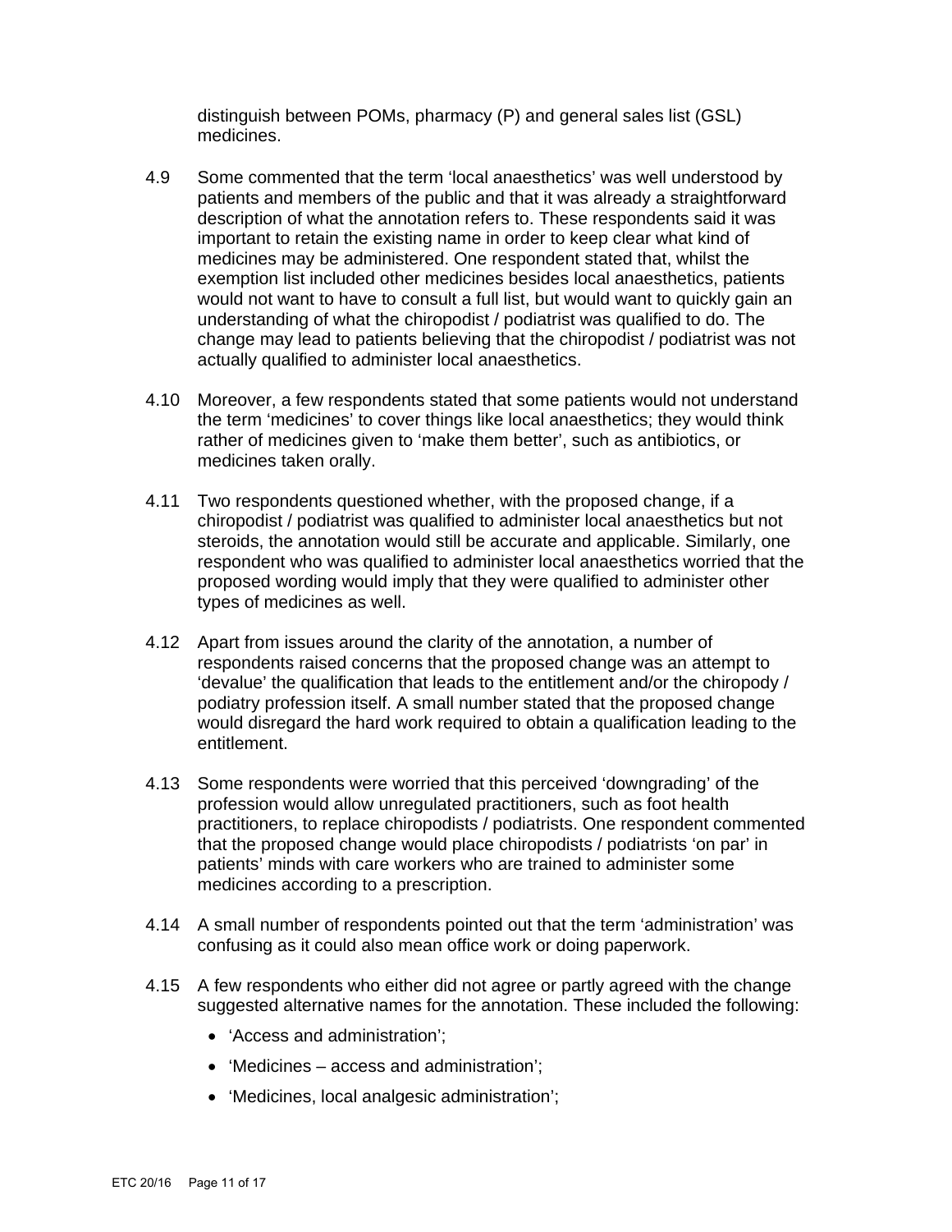distinguish between POMs, pharmacy (P) and general sales list (GSL) medicines.

4.9 Some commented that the term ‘local anaesthetics’ was well understood by patients and members of the public and that it was already a straightforward description of what the annotation refers to. These respondents said it was important to retain the existing name in order to keep clear what kind of medicines may be administered. One respondent stated that, whilst the exemption list included other medicines besides local anaesthetics, patients would not want to have to consult a full list, but would want to quickly gain an understanding of what the chiropodist / podiatrist was qualified to do. The change may lead to patients believing that the chiropodist / podiatrist was not actually qualified to administer local anaesthetics.

4.10 Moreover, a few respondents stated that some patients would not understand the term ‘medicines’ to cover things like local anaesthetics; they would think rather of medicines given to ‘make them better’, such as antibiotics, or medicines taken orally.

4.11 Two respondents questioned whether, with the proposed change, if a chiropodist / podiatrist was qualified to administer local anaesthetics but not steroids, the annotation would still be accurate and applicable. Similarly, one respondent who was qualified to administer local anaesthetics worried that the proposed wording would imply that they were qualified to administer other types of medicines as well.

4.12 Apart from issues around the clarity of the annotation, a number of respondents raised concerns that the proposed change was an attempt to ‘devalue’ the qualification that leads to the entitlement and/or the chiropody / podiatry profession itself. A small number stated that the proposed change would disregard the hard work required to obtain a qualification leading to the entitlement.

4.13 Some respondents were worried that this perceived ‘downgrading’ of the profession would allow unregulated practitioners, such as foot health practitioners, to replace chiropodists / podiatrists. One respondent commented that the proposed change would place chiropodists / podiatrists ‘on par’ in patients’ minds with care workers who are trained to administer some medicines according to a prescription.

4.14 A small number of respondents pointed out that the term ‘administration’ was confusing as it could also mean office work or doing paperwork.

4.15 A few respondents who either did not agree or partly agreed with the change suggested alternative names for the annotation. These included the following:

- ‘Access and administration’;
- ‘Medicines – access and administration’;
- ‘Medicines, local analgesic administration’;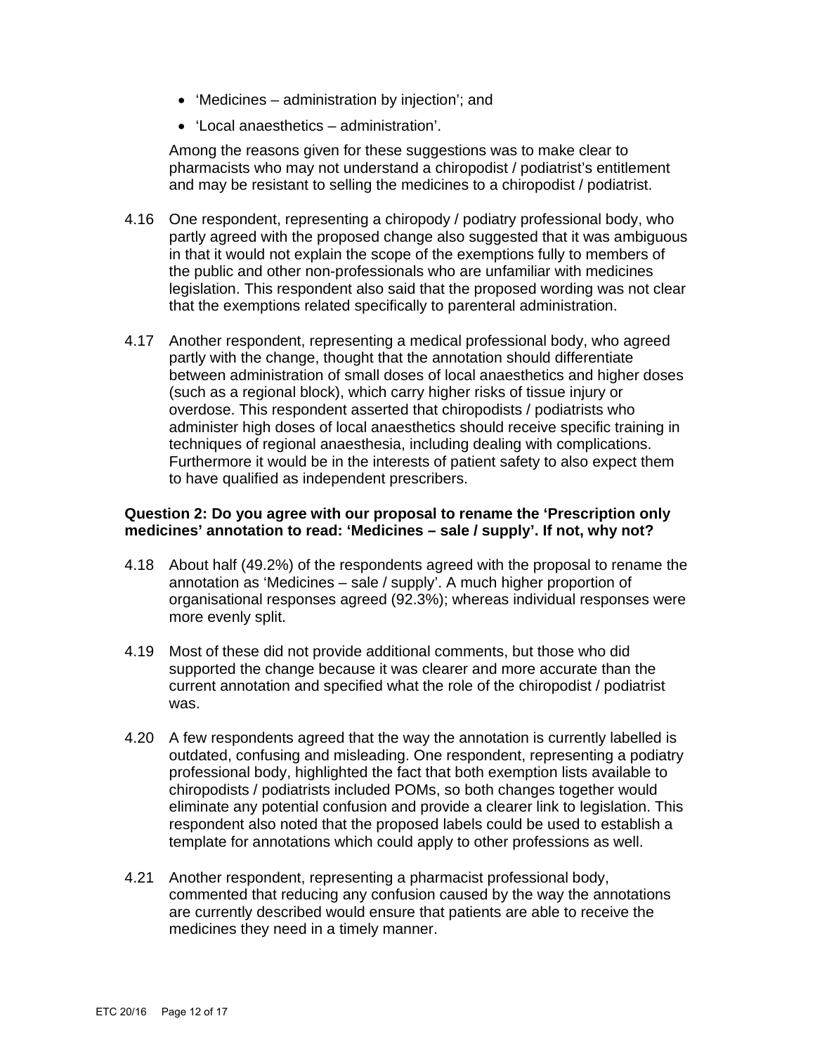- 'Medicines – administration by injection'; and
- 'Local anaesthetics – administration'.

Among the reasons given for these suggestions was to make clear to pharmacists who may not understand a chiropodist / podiatrist's entitlement and may be resistant to selling the medicines to a chiropodist / podiatrist.

4.16 One respondent, representing a chiropody / podiatry professional body, who partly agreed with the proposed change also suggested that it was ambiguous in that it would not explain the scope of the exemptions fully to members of the public and other non-professionals who are unfamiliar with medicines legislation. This respondent also said that the proposed wording was not clear that the exemptions related specifically to parenteral administration.

4.17 Another respondent, representing a medical professional body, who agreed partly with the change, thought that the annotation should differentiate between administration of small doses of local anaesthetics and higher doses (such as a regional block), which carry higher risks of tissue injury or overdose. This respondent asserted that chiropodists / podiatrists who administer high doses of local anaesthetics should receive specific training in techniques of regional anaesthesia, including dealing with complications. Furthermore it would be in the interests of patient safety to also expect them to have qualified as independent prescribers.

**Question 2: Do you agree with our proposal to rename the 'Prescription only medicines' annotation to read: 'Medicines – sale / supply'. If not, why not?**

4.18 About half (49.2%) of the respondents agreed with the proposal to rename the annotation as 'Medicines – sale / supply'. A much higher proportion of organisational responses agreed (92.3%); whereas individual responses were more evenly split.

4.19 Most of these did not provide additional comments, but those who did supported the change because it was clearer and more accurate than the current annotation and specified what the role of the chiropodist / podiatrist was.

4.20 A few respondents agreed that the way the annotation is currently labelled is outdated, confusing and misleading. One respondent, representing a podiatry professional body, highlighted the fact that both exemption lists available to chiropodists / podiatrists included POMs, so both changes together would eliminate any potential confusion and provide a clearer link to legislation. This respondent also noted that the proposed labels could be used to establish a template for annotations which could apply to other professions as well.

4.21 Another respondent, representing a pharmacist professional body, commented that reducing any confusion caused by the way the annotations are currently described would ensure that patients are able to receive the medicines they need in a timely manner.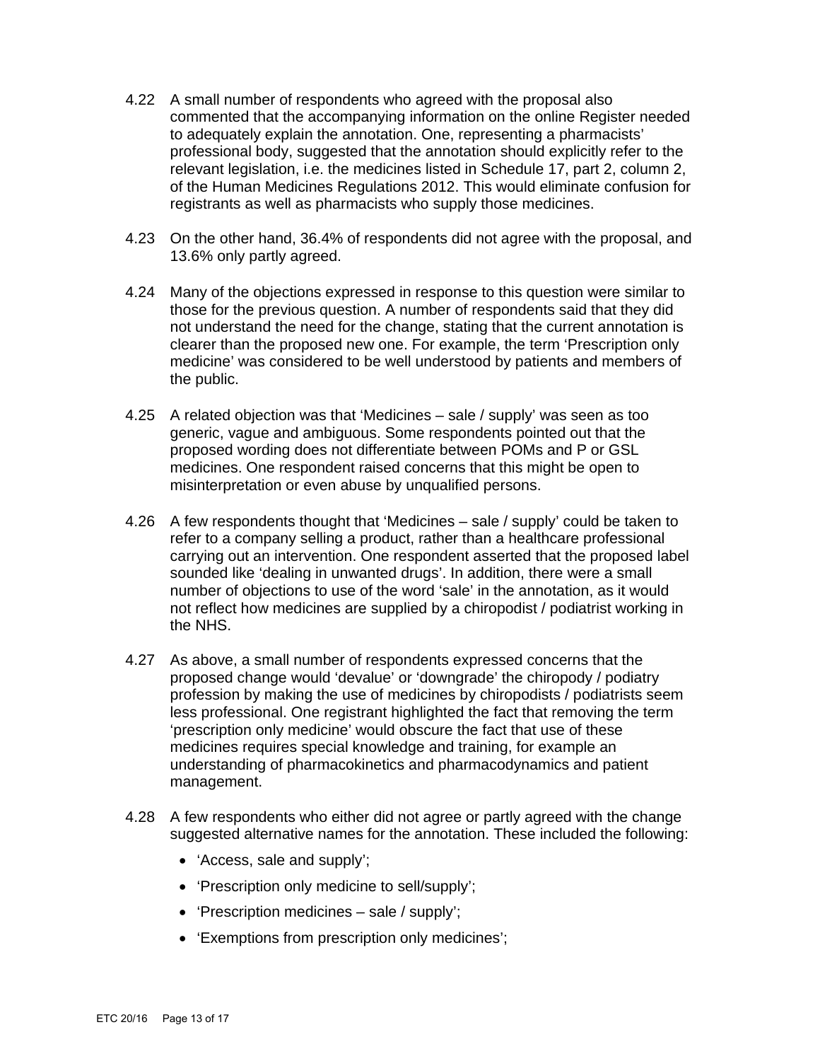4.22 A small number of respondents who agreed with the proposal also commented that the accompanying information on the online Register needed to adequately explain the annotation. One, representing a pharmacists' professional body, suggested that the annotation should explicitly refer to the relevant legislation, i.e. the medicines listed in Schedule 17, part 2, column 2, of the Human Medicines Regulations 2012. This would eliminate confusion for registrants as well as pharmacists who supply those medicines.

4.23 On the other hand, 36.4% of respondents did not agree with the proposal, and 13.6% only partly agreed.

4.24 Many of the objections expressed in response to this question were similar to those for the previous question. A number of respondents said that they did not understand the need for the change, stating that the current annotation is clearer than the proposed new one. For example, the term 'Prescription only medicine' was considered to be well understood by patients and members of the public.

4.25 A related objection was that 'Medicines – sale / supply' was seen as too generic, vague and ambiguous. Some respondents pointed out that the proposed wording does not differentiate between POMs and P or GSL medicines. One respondent raised concerns that this might be open to misinterpretation or even abuse by unqualified persons.

4.26 A few respondents thought that 'Medicines – sale / supply' could be taken to refer to a company selling a product, rather than a healthcare professional carrying out an intervention. One respondent asserted that the proposed label sounded like 'dealing in unwanted drugs'. In addition, there were a small number of objections to use of the word 'sale' in the annotation, as it would not reflect how medicines are supplied by a chiropodist / podiatrist working in the NHS.

4.27 As above, a small number of respondents expressed concerns that the proposed change would 'devalue' or 'downgrade' the chiropody / podiatry profession by making the use of medicines by chiropodists / podiatrists seem less professional. One registrant highlighted the fact that removing the term 'prescription only medicine' would obscure the fact that use of these medicines requires special knowledge and training, for example an understanding of pharmacokinetics and pharmacodynamics and patient management.

4.28 A few respondents who either did not agree or partly agreed with the change suggested alternative names for the annotation. These included the following:

- 'Access, sale and supply';
- 'Prescription only medicine to sell/supply';
- 'Prescription medicines – sale / supply';
- 'Exemptions from prescription only medicines';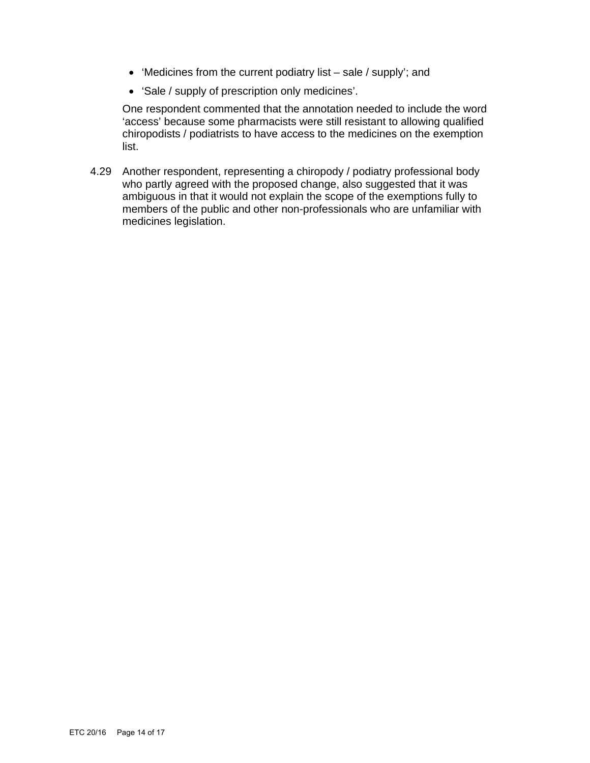- ‘Medicines from the current podiatry list – sale / supply’; and
- ‘Sale / supply of prescription only medicines’.

One respondent commented that the annotation needed to include the word ‘access’ because some pharmacists were still resistant to allowing qualified chiropodists / podiatrists to have access to the medicines on the exemption list.

4.29 Another respondent, representing a chiropody / podiatry professional body who partly agreed with the proposed change, also suggested that it was ambiguous in that it would not explain the scope of the exemptions fully to members of the public and other non-professionals who are unfamiliar with medicines legislation.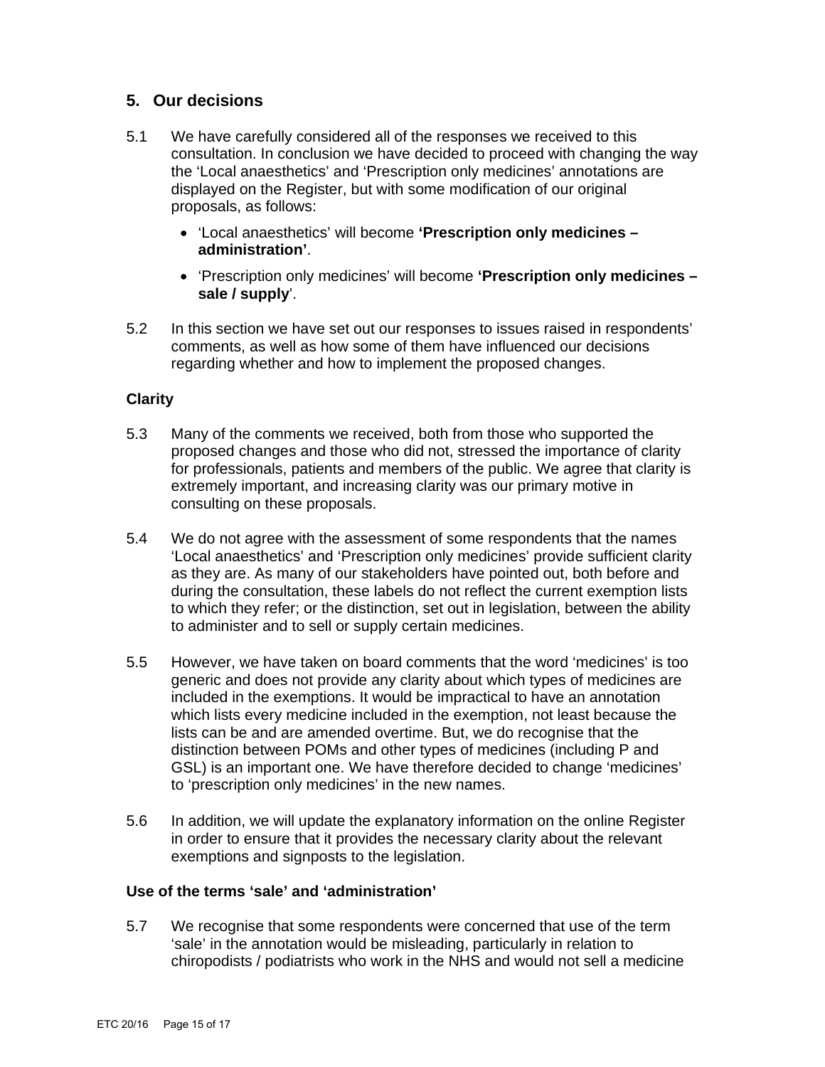## 5. Our decisions

5.1 We have carefully considered all of the responses we received to this consultation. In conclusion we have decided to proceed with changing the way the 'Local anaesthetics' and 'Prescription only medicines' annotations are displayed on the Register, but with some modification of our original proposals, as follows:

- 'Local anaesthetics' will become **'Prescription only medicines – administration'**.
- 'Prescription only medicines' will become **'Prescription only medicines – sale / supply**'.

5.2 In this section we have set out our responses to issues raised in respondents' comments, as well as how some of them have influenced our decisions regarding whether and how to implement the proposed changes.

### Clarity

5.3 Many of the comments we received, both from those who supported the proposed changes and those who did not, stressed the importance of clarity for professionals, patients and members of the public. We agree that clarity is extremely important, and increasing clarity was our primary motive in consulting on these proposals.

5.4 We do not agree with the assessment of some respondents that the names 'Local anaesthetics' and 'Prescription only medicines' provide sufficient clarity as they are. As many of our stakeholders have pointed out, both before and during the consultation, these labels do not reflect the current exemption lists to which they refer; or the distinction, set out in legislation, between the ability to administer and to sell or supply certain medicines.

5.5 However, we have taken on board comments that the word 'medicines' is too generic and does not provide any clarity about which types of medicines are included in the exemptions. It would be impractical to have an annotation which lists every medicine included in the exemption, not least because the lists can be and are amended overtime. But, we do recognise that the distinction between POMs and other types of medicines (including P and GSL) is an important one. We have therefore decided to change 'medicines' to 'prescription only medicines' in the new names.

5.6 In addition, we will update the explanatory information on the online Register in order to ensure that it provides the necessary clarity about the relevant exemptions and signposts to the legislation.

### Use of the terms 'sale' and 'administration'

5.7 We recognise that some respondents were concerned that use of the term 'sale' in the annotation would be misleading, particularly in relation to chiropodists / podiatrists who work in the NHS and would not sell a medicine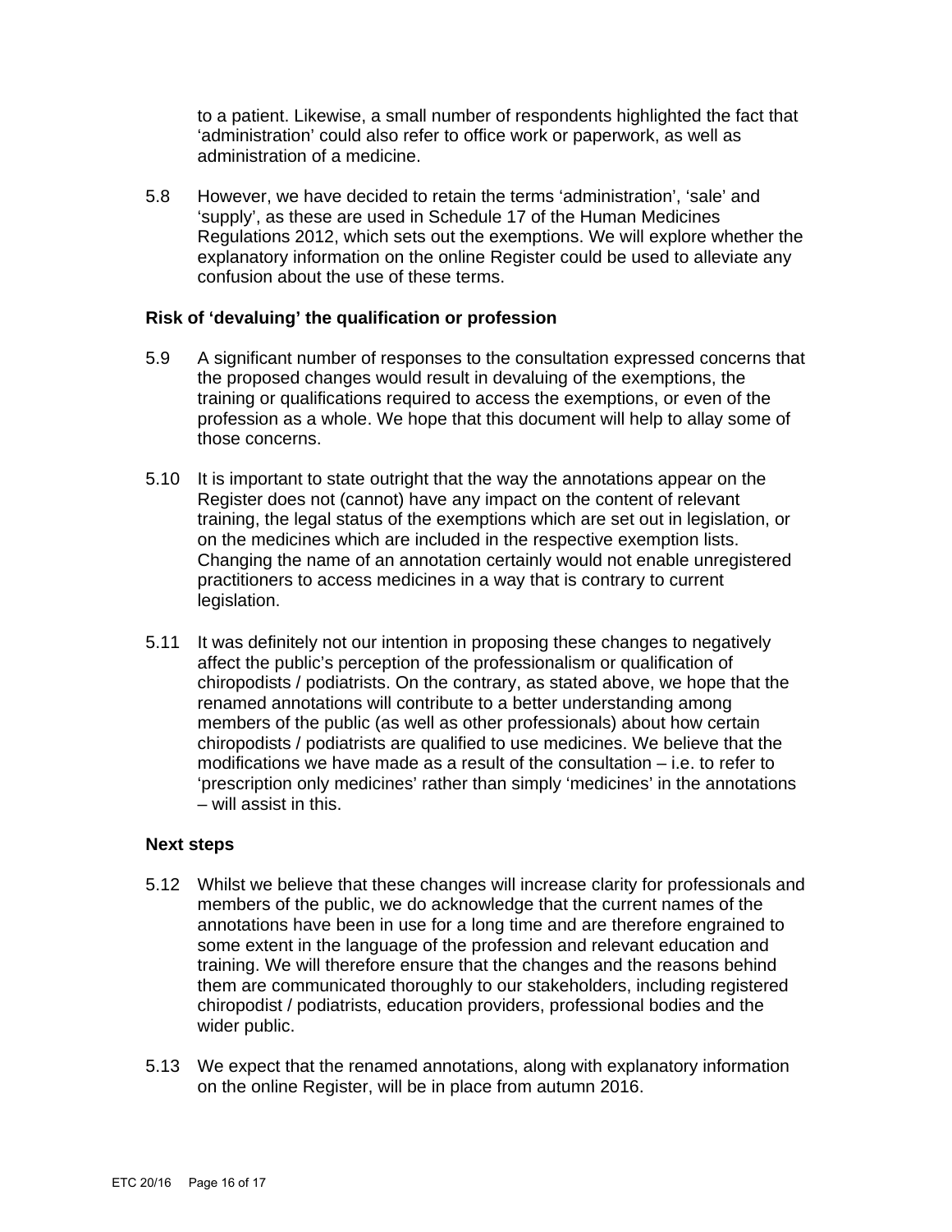to a patient. Likewise, a small number of respondents highlighted the fact that 'administration' could also refer to office work or paperwork, as well as administration of a medicine.

5.8 However, we have decided to retain the terms 'administration', 'sale' and 'supply', as these are used in Schedule 17 of the Human Medicines Regulations 2012, which sets out the exemptions. We will explore whether the explanatory information on the online Register could be used to alleviate any confusion about the use of these terms.

**Risk of 'devaluing' the qualification or profession**

5.9 A significant number of responses to the consultation expressed concerns that the proposed changes would result in devaluing of the exemptions, the training or qualifications required to access the exemptions, or even of the profession as a whole. We hope that this document will help to allay some of those concerns.

5.10 It is important to state outright that the way the annotations appear on the Register does not (cannot) have any impact on the content of relevant training, the legal status of the exemptions which are set out in legislation, or on the medicines which are included in the respective exemption lists. Changing the name of an annotation certainly would not enable unregistered practitioners to access medicines in a way that is contrary to current legislation.

5.11 It was definitely not our intention in proposing these changes to negatively affect the public's perception of the professionalism or qualification of chiropodists / podiatrists. On the contrary, as stated above, we hope that the renamed annotations will contribute to a better understanding among members of the public (as well as other professionals) about how certain chiropodists / podiatrists are qualified to use medicines. We believe that the modifications we have made as a result of the consultation – i.e. to refer to 'prescription only medicines' rather than simply 'medicines' in the annotations – will assist in this.

**Next steps**

5.12 Whilst we believe that these changes will increase clarity for professionals and members of the public, we do acknowledge that the current names of the annotations have been in use for a long time and are therefore engrained to some extent in the language of the profession and relevant education and training. We will therefore ensure that the changes and the reasons behind them are communicated thoroughly to our stakeholders, including registered chiropodist / podiatrists, education providers, professional bodies and the wider public.

5.13 We expect that the renamed annotations, along with explanatory information on the online Register, will be in place from autumn 2016.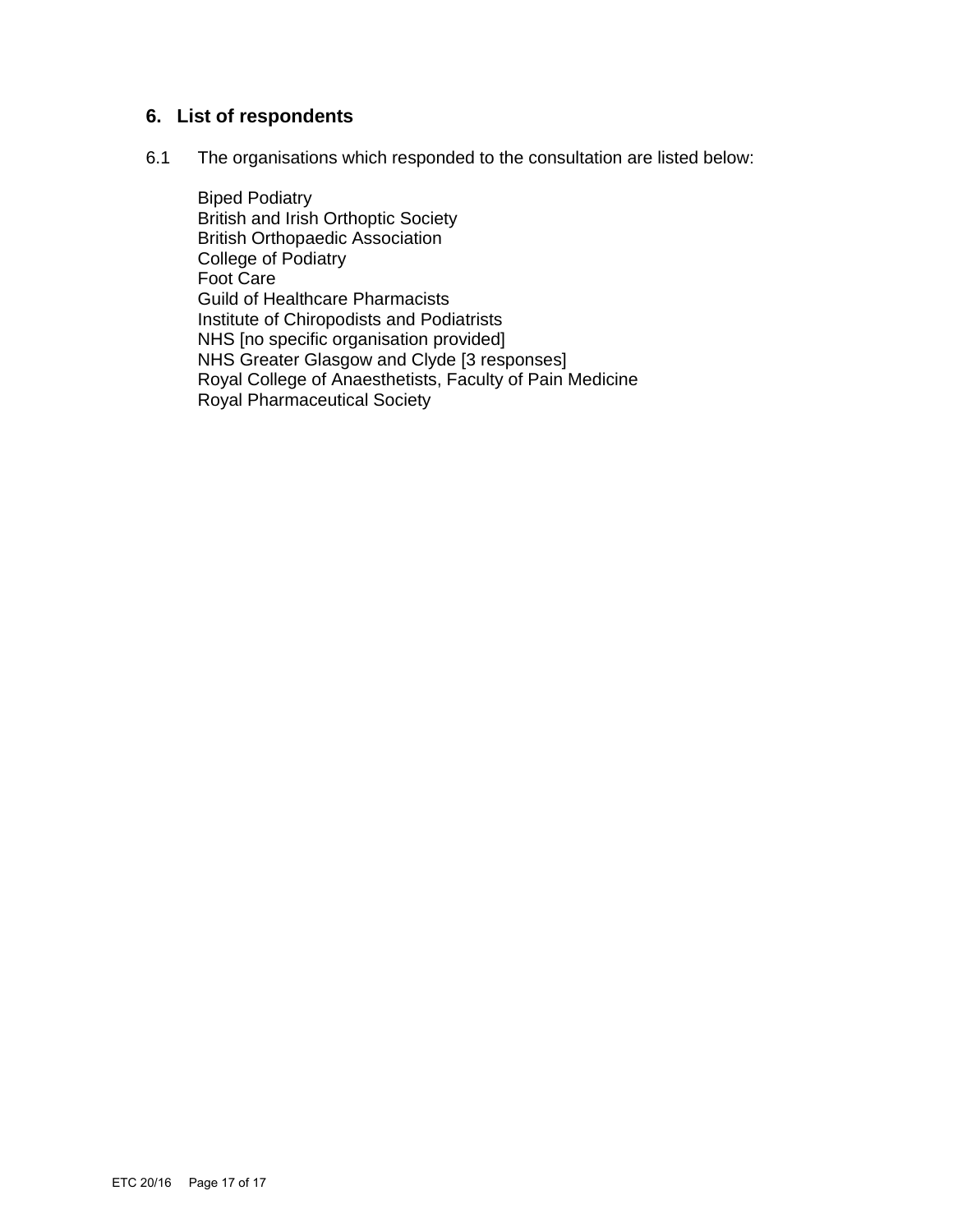## 6. List of respondents

6.1 The organisations which responded to the consultation are listed below:

Biped Podiatry
British and Irish Orthoptic Society
British Orthopaedic Association
College of Podiatry
Foot Care
Guild of Healthcare Pharmacists
Institute of Chiropodists and Podiatrists
NHS [no specific organisation provided]
NHS Greater Glasgow and Clyde [3 responses]
Royal College of Anaesthetists, Faculty of Pain Medicine
Royal Pharmaceutical Society